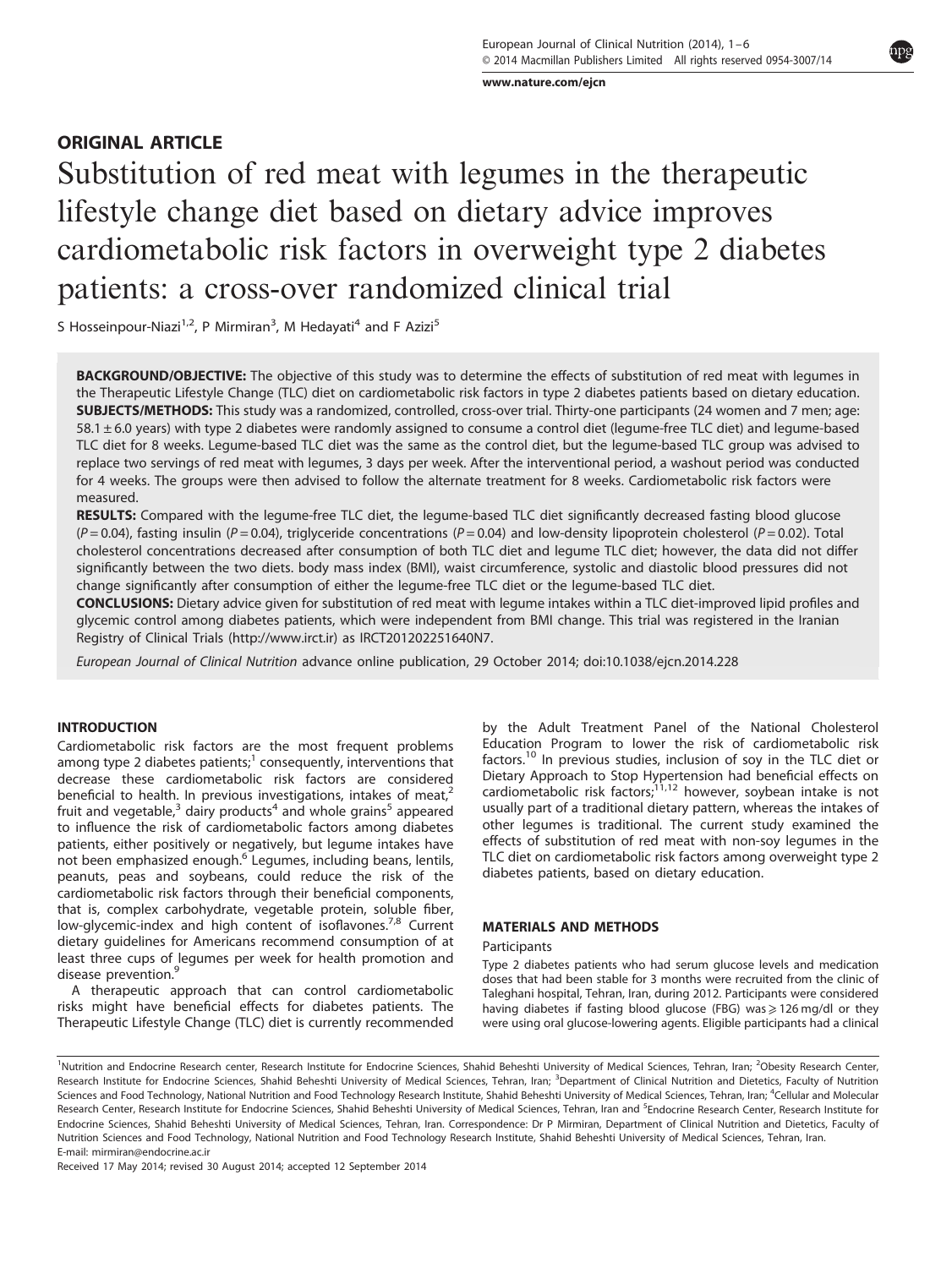ORIGINAL ARTICLE

# Substitution of red meat with legumes in the therapeutic lifestyle change diet based on dietary advice improves cardiometabolic risk factors in overweight type 2 diabetes patients: a cross-over randomized clinical trial

S Hosseinpour-Niazi[1,2], P Mirmiran[3], M Hedayati[4] and F Azizi[5]

**BACKGROUND/OBJECTIVE:** The objective of this study was to determine the effects of substitution of red meat with legumes in the Therapeutic Lifestyle Change (TLC) diet on cardiometabolic risk factors in type 2 diabetes patients based on dietary education.

**SUBJECTS/METHODS:** This study was a randomized, controlled, cross-over trial. Thirty-one participants (24 women and 7 men; age: 58.1 ± 6.0 years) with type 2 diabetes were randomly assigned to consume a control diet (legume-free TLC diet) and legume-based TLC diet for 8 weeks. Legume-based TLC diet was the same as the control diet, but the legume-based TLC group was advised to replace two servings of red meat with legumes, 3 days per week. After the interventional period, a washout period was conducted for 4 weeks. The groups were then advised to follow the alternate treatment for 8 weeks. Cardiometabolic risk factors were measured.

**RESULTS:** Compared with the legume-free TLC diet, the legume-based TLC diet significantly decreased fasting blood glucose ($P = 0.04$), fasting insulin ($P = 0.04$), triglyceride concentrations ($P = 0.04$) and low-density lipoprotein cholesterol ($P = 0.02$). Total cholesterol concentrations decreased after consumption of both TLC diet and legume TLC diet; however, the data did not differ significantly between the two diets. body mass index (BMI), waist circumference, systolic and diastolic blood pressures did not change significantly after consumption of either the legume-free TLC diet or the legume-based TLC diet.

**CONCLUSIONS:** Dietary advice given for substitution of red meat with legume intakes within a TLC diet-improved lipid profiles and glycemic control among diabetes patients, which were independent from BMI change. This trial was registered in the Iranian Registry of Clinical Trials (http://www.irct.ir) as IRCT201202251640N7.

*European Journal of Clinical Nutrition* advance online publication, 29 October 2014; doi:10.1038/ejcn.2014.228

## INTRODUCTION

Cardiometabolic risk factors are the most frequent problems among type 2 diabetes patients;[1] consequently, interventions that decrease these cardiometabolic risk factors are considered beneficial to health. In previous investigations, intakes of meat,[2] fruit and vegetable,[3] dairy products[4] and whole grains[5] appeared to influence the risk of cardiometabolic factors among diabetes patients, either positively or negatively, but legume intakes have not been emphasized enough.[6] Legumes, including beans, lentils, peanuts, peas and soybeans, could reduce the risk of the cardiometabolic risk factors through their beneficial components, that is, complex carbohydrate, vegetable protein, soluble fiber, low-glycemic-index and high content of isoflavones.[7,8] Current dietary guidelines for Americans recommend consumption of at least three cups of legumes per week for health promotion and disease prevention.[9]

A therapeutic approach that can control cardiometabolic risks might have beneficial effects for diabetes patients. The Therapeutic Lifestyle Change (TLC) diet is currently recommended by the Adult Treatment Panel of the National Cholesterol Education Program to lower the risk of cardiometabolic risk factors.[10] In previous studies, inclusion of soy in the TLC diet or Dietary Approach to Stop Hypertension had beneficial effects on cardiometabolic risk factors;[11,12] however, soybean intake is not usually part of a traditional dietary pattern, whereas the intakes of other legumes is traditional. The current study examined the effects of substitution of red meat with non-soy legumes in the TLC diet on cardiometabolic risk factors among overweight type 2 diabetes patients, based on dietary education.

## MATERIALS AND METHODS

### Participants

Type 2 diabetes patients who had serum glucose levels and medication doses that had been stable for 3 months were recruited from the clinic of Taleghani hospital, Tehran, Iran, during 2012. Participants were considered having diabetes if fasting blood glucose (FBG) was ⩾ 126 mg/dl or they were using oral glucose-lowering agents. Eligible participants had a clinical

[1]Nutrition and Endocrine Research center, Research Institute for Endocrine Sciences, Shahid Beheshti University of Medical Sciences, Tehran, Iran; [2]Obesity Research Center, Research Institute for Endocrine Sciences, Shahid Beheshti University of Medical Sciences, Tehran, Iran; [3]Department of Clinical Nutrition and Dietetics, Faculty of Nutrition Sciences and Food Technology, National Nutrition and Food Technology Research Institute, Shahid Beheshti University of Medical Sciences, Tehran, Iran; [4]Cellular and Molecular Research Center, Research Institute for Endocrine Sciences, Shahid Beheshti University of Medical Sciences, Tehran, Iran and [5]Endocrine Research Center, Research Institute for Endocrine Sciences, Shahid Beheshti University of Medical Sciences, Tehran, Iran. Correspondence: Dr P Mirmiran, Department of Clinical Nutrition and Dietetics, Faculty of Nutrition Sciences and Food Technology, National Nutrition and Food Technology Research Institute, Shahid Beheshti University of Medical Sciences, Tehran, Iran.
E-mail: mirmiran@endocrine.ac.ir

Received 17 May 2014; revised 30 August 2014; accepted 12 September 2014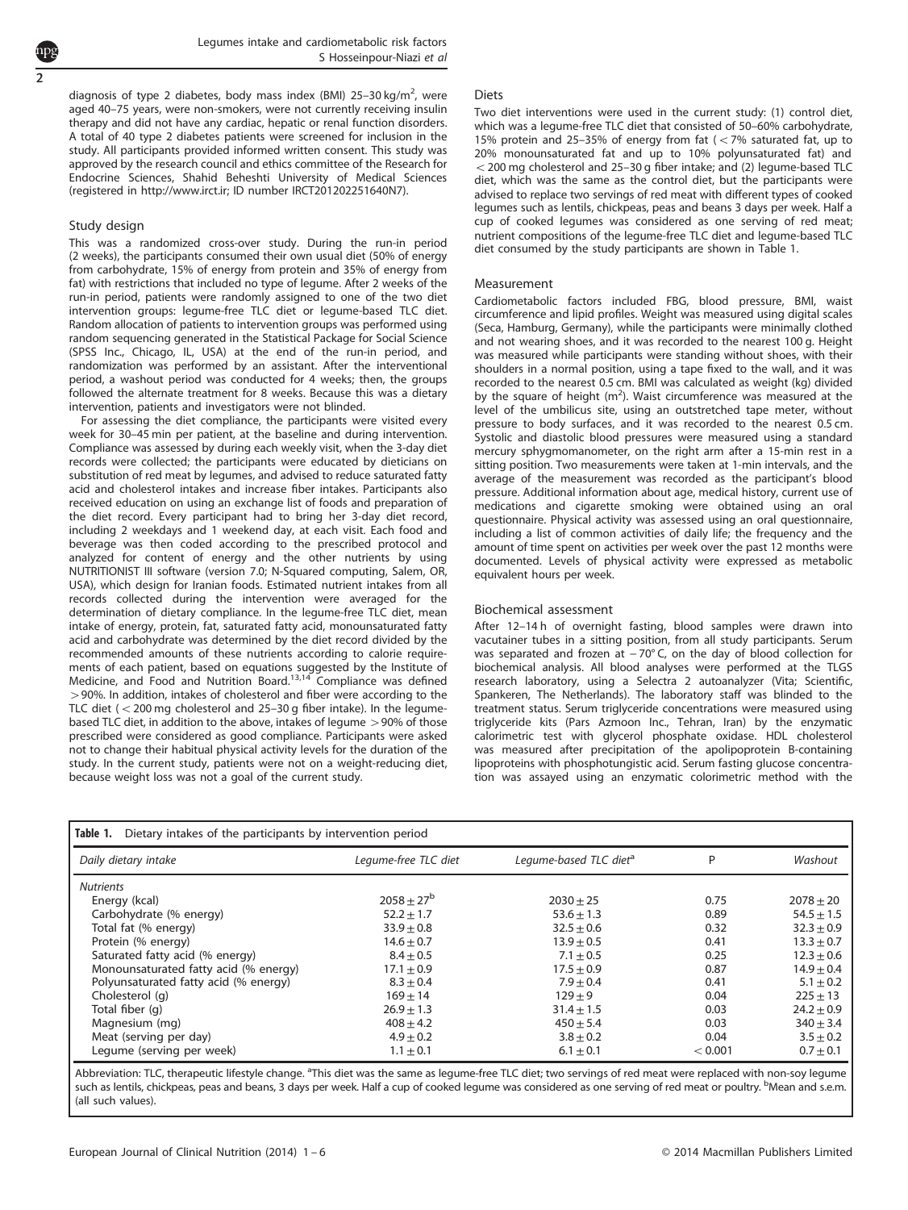diagnosis of type 2 diabetes, body mass index (BMI) 25–30 kg/m$^2$, were aged 40–75 years, were non-smokers, were not currently receiving insulin therapy and did not have any cardiac, hepatic or renal function disorders. A total of 40 type 2 diabetes patients were screened for inclusion in the study. All participants provided informed written consent. This study was approved by the research council and ethics committee of the Research for Endocrine Sciences, Shahid Beheshti University of Medical Sciences (registered in http://www.irct.ir; ID number IRCT201202251640N7).

### Study design

This was a randomized cross-over study. During the run-in period (2 weeks), the participants consumed their own usual diet (50% of energy from carbohydrate, 15% of energy from protein and 35% of energy from fat) with restrictions that included no type of legume. After 2 weeks of the run-in period, patients were randomly assigned to one of the two diet intervention groups: legume-free TLC diet or legume-based TLC diet. Random allocation of patients to intervention groups was performed using random sequencing generated in the Statistical Package for Social Science (SPSS Inc., Chicago, IL, USA) at the end of the run-in period, and randomization was performed by an assistant. After the interventional period, a washout period was conducted for 4 weeks; then, the groups followed the alternate treatment for 8 weeks. Because this was a dietary intervention, patients and investigators were not blinded.

For assessing the diet compliance, the participants were visited every week for 30–45 min per patient, at the baseline and during intervention. Compliance was assessed by during each weekly visit, when the 3-day diet records were collected; the participants were educated by dieticians on substitution of red meat by legumes, and advised to reduce saturated fatty acid and cholesterol intakes and increase fiber intakes. Participants also received education on using an exchange list of foods and preparation of the diet record. Every participant had to bring her 3-day diet record, including 2 weekdays and 1 weekend day, at each visit. Each food and beverage was then coded according to the prescribed protocol and analyzed for content of energy and the other nutrients by using NUTRITIONIST III software (version 7.0; N-Squared computing, Salem, OR, USA), which design for Iranian foods. Estimated nutrient intakes from all records collected during the intervention were averaged for the determination of dietary compliance. In the legume-free TLC diet, mean intake of energy, protein, fat, saturated fatty acid, monounsaturated fatty acid and carbohydrate was determined by the diet record divided by the recommended amounts of these nutrients according to calorie requirements of each patient, based on equations suggested by the Institute of Medicine, and Food and Nutrition Board.[13,14] Compliance was defined >90%. In addition, intakes of cholesterol and fiber were according to the TLC diet (<200 mg cholesterol and 25–30 g fiber intake). In the legume-based TLC diet, in addition to the above, intakes of legume >90% of those prescribed were considered as good compliance. Participants were asked not to change their habitual physical activity levels for the duration of the study. In the current study, patients were not on a weight-reducing diet, because weight loss was not a goal of the current study.

### Diets

Two diet interventions were used in the current study: (1) control diet, which was a legume-free TLC diet that consisted of 50–60% carbohydrate, 15% protein and 25–35% of energy from fat (<7% saturated fat, up to 20% monounsaturated fat and up to 10% polyunsaturated fat) and <200 mg cholesterol and 25–30 g fiber intake; and (2) legume-based TLC diet, which was the same as the control diet, but the participants were advised to replace two servings of red meat with different types of cooked legumes such as lentils, chickpeas, peas and beans 3 days per week. Half a cup of cooked legumes was considered as one serving of red meat; nutrient compositions of the legume-free TLC diet and legume-based TLC diet consumed by the study participants are shown in Table 1.

### Measurement

Cardiometabolic factors included FBG, blood pressure, BMI, waist circumference and lipid profiles. Weight was measured using digital scales (Seca, Hamburg, Germany), while the participants were minimally clothed and not wearing shoes, and it was recorded to the nearest 100 g. Height was measured while participants were standing without shoes, with their shoulders in a normal position, using a tape fixed to the wall, and it was recorded to the nearest 0.5 cm. BMI was calculated as weight (kg) divided by the square of height (m$^2$). Waist circumference was measured at the level of the umbilicus site, using an outstretched tape meter, without pressure to body surfaces, and it was recorded to the nearest 0.5 cm. Systolic and diastolic blood pressures were measured using a standard mercury sphygmomanometer, on the right arm after a 15-min rest in a sitting position. Two measurements were taken at 1-min intervals, and the average of the measurement was recorded as the participant's blood pressure. Additional information about age, medical history, current use of medications and cigarette smoking were obtained using an oral questionnaire. Physical activity was assessed using an oral questionnaire, including a list of common activities of daily life; the frequency and the amount of time spent on activities per week over the past 12 months were documented. Levels of physical activity were expressed as metabolic equivalent hours per week.

### Biochemical assessment

After 12–14 h of overnight fasting, blood samples were drawn into vacutainer tubes in a sitting position, from all study participants. Serum was separated and frozen at −70°C, on the day of blood collection for biochemical analysis. All blood analyses were performed at the TLGS research laboratory, using a Selectra 2 autoanalyzer (Vita; Scientific, Spankeren, The Netherlands). The laboratory staff was blinded to the treatment status. Serum triglyceride concentrations were measured using triglyceride kits (Pars Azmoon Inc., Tehran, Iran) by the enzymatic calorimetric test with glycerol phosphate oxidase. HDL cholesterol was measured after precipitation of the apolipoprotein B-containing lipoproteins with phosphotungistic acid. Serum fasting glucose concentration was assayed using an enzymatic colorimetric method with the

**Table 1.** Dietary intakes of the participants by intervention period

| *Daily dietary intake* | *Legume-free TLC diet* | *Legume-based TLC diet*[a] | P | *Washout* |
|---|---|---|---|---|
| *Nutrients* | | | | |
| Energy (kcal) | 2058 ± 27[b] | 2030 ± 25 | 0.75 | 2078 ± 20 |
| Carbohydrate (% energy) | 52.2 ± 1.7 | 53.6 ± 1.3 | 0.89 | 54.5 ± 1.5 |
| Total fat (% energy) | 33.9 ± 0.8 | 32.5 ± 0.6 | 0.32 | 32.3 ± 0.9 |
| Protein (% energy) | 14.6 ± 0.7 | 13.9 ± 0.5 | 0.41 | 13.3 ± 0.7 |
| Saturated fatty acid (% energy) | 8.4 ± 0.5 | 7.1 ± 0.5 | 0.25 | 12.3 ± 0.6 |
| Monounsaturated fatty acid (% energy) | 17.1 ± 0.9 | 17.5 ± 0.9 | 0.87 | 14.9 ± 0.4 |
| Polyunsaturated fatty acid (% energy) | 8.3 ± 0.4 | 7.9 ± 0.4 | 0.41 | 5.1 ± 0.2 |
| Cholesterol (g) | 169 ± 14 | 129 ± 9 | 0.04 | 225 ± 13 |
| Total fiber (g) | 26.9 ± 1.3 | 31.4 ± 1.5 | 0.03 | 24.2 ± 0.9 |
| Magnesium (mg) | 408 ± 4.2 | 450 ± 5.4 | 0.03 | 340 ± 3.4 |
| Meat (serving per day) | 4.9 ± 0.2 | 3.8 ± 0.2 | 0.04 | 3.5 ± 0.2 |
| Legume (serving per week) | 1.1 ± 0.1 | 6.1 ± 0.1 | < 0.001 | 0.7 ± 0.1 |

Abbreviation: TLC, therapeutic lifestyle change. [a]This diet was the same as legume-free TLC diet; two servings of red meat were replaced with non-soy legume such as lentils, chickpeas, peas and beans, 3 days per week. Half a cup of cooked legume was considered as one serving of red meat or poultry. [b]Mean and s.e.m. (all such values).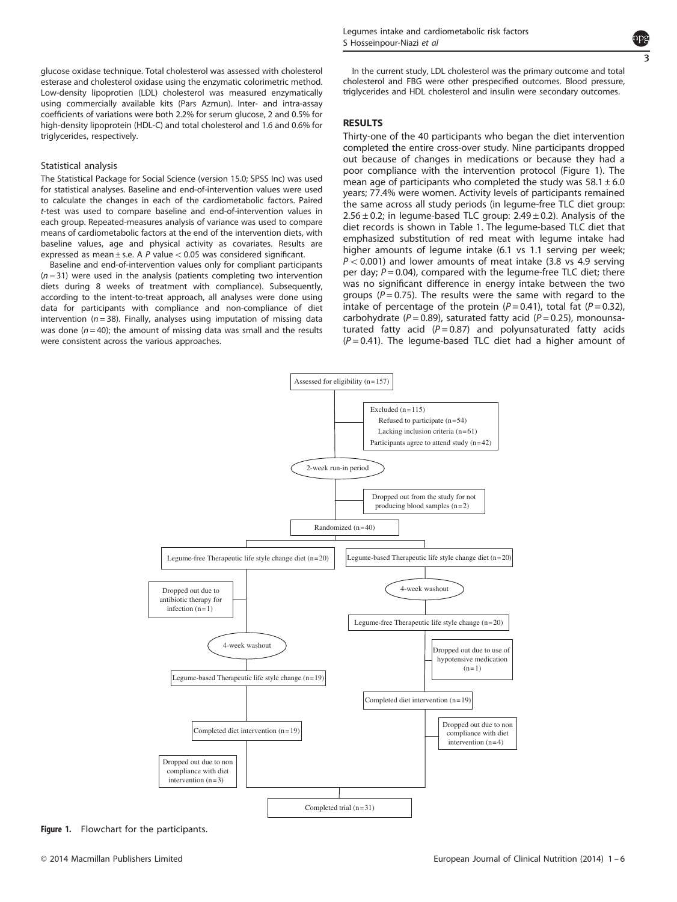glucose oxidase technique. Total cholesterol was assessed with cholesterol esterase and cholesterol oxidase using the enzymatic colorimetric method. Low-density lipoprotien (LDL) cholesterol was measured enzymatically using commercially available kits (Pars Azmun). Inter- and intra-assay coefficients of variations were both 2.2% for serum glucose, 2 and 0.5% for high-density lipoprotein (HDL-C) and total cholesterol and 1.6 and 0.6% for triglycerides, respectively.

### Statistical analysis

The Statistical Package for Social Science (version 15.0; SPSS Inc) was used for statistical analyses. Baseline and end-of-intervention values were used to calculate the changes in each of the cardiometabolic factors. Paired *t*-test was used to compare baseline and end-of-intervention values in each group. Repeated-measures analysis of variance was used to compare means of cardiometabolic factors at the end of the intervention diets, with baseline values, age and physical activity as covariates. Results are expressed as mean ± s.e. A $P$ value $< 0.05$ was considered significant.

Baseline and end-of-intervention values only for compliant participants ($n = 31$) were used in the analysis (patients completing two intervention diets during 8 weeks of treatment with compliance). Subsequently, according to the intent-to-treat approach, all analyses were done using data for participants with compliance and non-compliance of diet intervention ($n = 38$). Finally, analyses using imputation of missing data was done ($n = 40$); the amount of missing data was small and the results were consistent across the various approaches.

In the current study, LDL cholesterol was the primary outcome and total cholesterol and FBG were other prespecified outcomes. Blood pressure, triglycerides and HDL cholesterol and insulin were secondary outcomes.

## RESULTS

Thirty-one of the 40 participants who began the diet intervention completed the entire cross-over study. Nine participants dropped out because of changes in medications or because they had a poor compliance with the intervention protocol (Figure 1). The mean age of participants who completed the study was $58.1 \pm 6.0$ years; 77.4% were women. Activity levels of participants remained the same across all study periods (in legume-free TLC diet group: $2.56 \pm 0.2$; in legume-based TLC group: $2.49 \pm 0.2$). Analysis of the diet records is shown in Table 1. The legume-based TLC diet that emphasized substitution of red meat with legume intake had higher amounts of legume intake (6.1 vs 1.1 serving per week; $P < 0.001$) and lower amounts of meat intake (3.8 vs 4.9 serving per day; $P = 0.04$), compared with the legume-free TLC diet; there was no significant difference in energy intake between the two groups ($P = 0.75$). The results were the same with regard to the intake of percentage of the protein ($P = 0.41$), total fat ($P = 0.32$), carbohydrate ($P = 0.89$), saturated fatty acid ($P = 0.25$), monounsaturated fatty acid ($P = 0.87$) and polyunsaturated fatty acids ($P = 0.41$). The legume-based TLC diet had a higher amount of

Assessed for eligibility (n=157)

Excluded (n=115)
- Refused to participate (n=54)
- Lacking inclusion criteria (n=61)

Participants agree to attend study (n=42)

2-week run-in period

Dropped out from the study for not producing blood samples (n=2)

Randomized (n=40)

Legume-free Therapeutic life style change diet (n=20) | Legume-based Therapeutic life style change diet (n=20)

Dropped out due to antibiotic therapy for infection (n=1)

4-week washout

Legume-free Therapeutic life style change (n=20)

4-week washout

Dropped out due to use of hypotensive medication (n=1)

Legume-based Therapeutic life style change (n=19)

Completed diet intervention (n=19)

Completed diet intervention (n=19)

Dropped out due to non compliance with diet intervention (n=4)

Dropped out due to non compliance with diet intervention (n=3)

Completed trial (n=31)

**Figure 1.** Flowchart for the participants.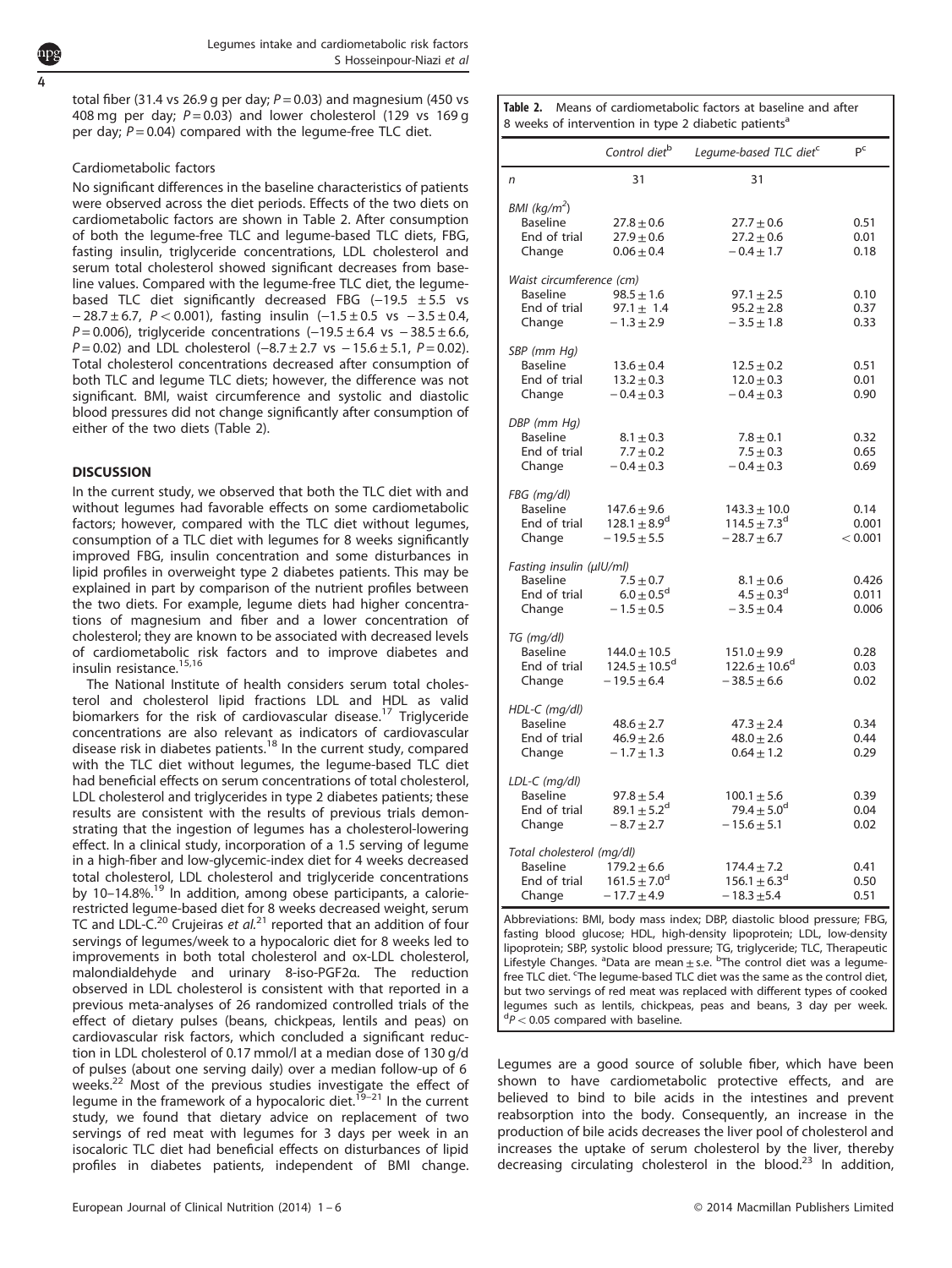total fiber (31.4 vs 26.9 g per day; $P = 0.03$) and magnesium (450 vs 408 mg per day; $P = 0.03$) and lower cholesterol (129 vs 169 g per day; $P = 0.04$) compared with the legume-free TLC diet.

### Cardiometabolic factors

No significant differences in the baseline characteristics of patients were observed across the diet periods. Effects of the two diets on cardiometabolic factors are shown in Table 2. After consumption of both the legume-free TLC and legume-based TLC diets, FBG, fasting insulin, triglyceride concentrations, LDL cholesterol and serum total cholesterol showed significant decreases from baseline values. Compared with the legume-free TLC diet, the legume-based TLC diet significantly decreased FBG ($-19.5 \pm 5.5$ vs $-28.7 \pm 6.7$, $P < 0.001$), fasting insulin ($-1.5 \pm 0.5$ vs $-3.5 \pm 0.4$, $P = 0.006$), triglyceride concentrations ($-19.5 \pm 6.4$ vs $-38.5 \pm 6.6$, $P = 0.02$) and LDL cholesterol ($-8.7 \pm 2.7$ vs $-15.6 \pm 5.1$, $P = 0.02$). Total cholesterol concentrations decreased after consumption of both TLC and legume TLC diets; however, the difference was not significant. BMI, waist circumference and systolic and diastolic blood pressures did not change significantly after consumption of either of the two diets (Table 2).

## DISCUSSION

In the current study, we observed that both the TLC diet with and without legumes had favorable effects on some cardiometabolic factors; however, compared with the TLC diet without legumes, consumption of a TLC diet with legumes for 8 weeks significantly improved FBG, insulin concentration and some disturbances in lipid profiles in overweight type 2 diabetes patients. This may be explained in part by comparison of the nutrient profiles between the two diets. For example, legume diets had higher concentrations of magnesium and fiber and a lower concentration of cholesterol; they are known to be associated with decreased levels of cardiometabolic risk factors and to improve diabetes and insulin resistance.[15,16]

The National Institute of health considers serum total cholesterol and cholesterol lipid fractions LDL and HDL as valid biomarkers for the risk of cardiovascular disease.[17] Triglyceride concentrations are also relevant as indicators of cardiovascular disease risk in diabetes patients.[18] In the current study, compared with the TLC diet without legumes, the legume-based TLC diet had beneficial effects on serum concentrations of total cholesterol, LDL cholesterol and triglycerides in type 2 diabetes patients; these results are consistent with the results of previous trials demonstrating that the ingestion of legumes has a cholesterol-lowering effect. In a clinical study, incorporation of a 1.5 serving of legume in a high-fiber and low-glycemic-index diet for 4 weeks decreased total cholesterol, LDL cholesterol and triglyceride concentrations by 10–14.8%.[19] In addition, among obese participants, a calorie-restricted legume-based diet for 8 weeks decreased weight, serum TC and LDL-C.[20] Crujeiras *et al.*[21] reported that an addition of four servings of legumes/week to a hypocaloric diet for 8 weeks led to improvements in both total cholesterol and ox-LDL cholesterol, malondialdehyde and urinary 8-iso-PGF2α. The reduction observed in LDL cholesterol is consistent with that reported in a previous meta-analyses of 26 randomized controlled trials of the effect of dietary pulses (beans, chickpeas, lentils and peas) on cardiovascular risk factors, which concluded a significant reduction in LDL cholesterol of 0.17 mmol/l at a median dose of 130 g/d of pulses (about one serving daily) over a median follow-up of 6 weeks.[22] Most of the previous studies investigate the effect of legume in the framework of a hypocaloric diet.[19–21] In the current study, we found that dietary advice on replacement of two servings of red meat with legumes for 3 days per week in an isocaloric TLC diet had beneficial effects on disturbances of lipid profiles in diabetes patients, independent of BMI change.

**Table 2.** Means of cardiometabolic factors at baseline and after 8 weeks of intervention in type 2 diabetic patients[a]

| | *Control diet*[b] | *Legume-based TLC diet*[c] | P[c] |
|---|---|---|---|
| *n* | 31 | 31 | |
| *BMI (kg/m²)* | | | |
| Baseline | $27.8 \pm 0.6$ | $27.7 \pm 0.6$ | 0.51 |
| End of trial | $27.9 \pm 0.6$ | $27.2 \pm 0.6$ | 0.01 |
| Change | $0.06 \pm 0.4$ | $-0.4 \pm 1.7$ | 0.18 |
| *Waist circumference (cm)* | | | |
| Baseline | $98.5 \pm 1.6$ | $97.1 \pm 2.5$ | 0.10 |
| End of trial | $97.1 \pm 1.4$ | $95.2 \pm 2.8$ | 0.37 |
| Change | $-1.3 \pm 2.9$ | $-3.5 \pm 1.8$ | 0.33 |
| *SBP (mm Hg)* | | | |
| Baseline | $13.6 \pm 0.4$ | $12.5 \pm 0.2$ | 0.51 |
| End of trial | $13.2 \pm 0.3$ | $12.0 \pm 0.3$ | 0.01 |
| Change | $-0.4 \pm 0.3$ | $-0.4 \pm 0.3$ | 0.90 |
| *DBP (mm Hg)* | | | |
| Baseline | $8.1 \pm 0.3$ | $7.8 \pm 0.1$ | 0.32 |
| End of trial | $7.7 \pm 0.2$ | $7.5 \pm 0.3$ | 0.65 |
| Change | $-0.4 \pm 0.3$ | $-0.4 \pm 0.3$ | 0.69 |
| *FBG (mg/dl)* | | | |
| Baseline | $147.6 \pm 9.6$ | $143.3 \pm 10.0$ | 0.14 |
| End of trial | $128.1 \pm 8.9$[d] | $114.5 \pm 7.3$[d] | 0.001 |
| Change | $-19.5 \pm 5.5$ | $-28.7 \pm 6.7$ | $< 0.001$ |
| *Fasting insulin (µIU/ml)* | | | |
| Baseline | $7.5 \pm 0.7$ | $8.1 \pm 0.6$ | 0.426 |
| End of trial | $6.0 \pm 0.5$[d] | $4.5 \pm 0.3$[d] | 0.011 |
| Change | $-1.5 \pm 0.5$ | $-3.5 \pm 0.4$ | 0.006 |
| *TG (mg/dl)* | | | |
| Baseline | $144.0 \pm 10.5$ | $151.0 \pm 9.9$ | 0.28 |
| End of trial | $124.5 \pm 10.5$[d] | $122.6 \pm 10.6$[d] | 0.03 |
| Change | $-19.5 \pm 6.4$ | $-38.5 \pm 6.6$ | 0.02 |
| *HDL-C (mg/dl)* | | | |
| Baseline | $48.6 \pm 2.7$ | $47.3 \pm 2.4$ | 0.34 |
| End of trial | $46.9 \pm 2.6$ | $48.0 \pm 2.6$ | 0.44 |
| Change | $-1.7 \pm 1.3$ | $0.64 \pm 1.2$ | 0.29 |
| *LDL-C (mg/dl)* | | | |
| Baseline | $97.8 \pm 5.4$ | $100.1 \pm 5.6$ | 0.39 |
| End of trial | $89.1 \pm 5.2$[d] | $79.4 \pm 5.0$[d] | 0.04 |
| Change | $-8.7 \pm 2.7$ | $-15.6 \pm 5.1$ | 0.02 |
| *Total cholesterol (mg/dl)* | | | |
| Baseline | $179.2 \pm 6.6$ | $174.4 \pm 7.2$ | 0.41 |
| End of trial | $161.5 \pm 7.0$[d] | $156.1 \pm 6.3$[d] | 0.50 |
| Change | $-17.7 \pm 4.9$ | $-18.3 \pm 5.4$ | 0.51 |

Abbreviations: BMI, body mass index; DBP, diastolic blood pressure; FBG, fasting blood glucose; HDL, high-density lipoprotein; LDL, low-density lipoprotein; SBP, systolic blood pressure; TG, triglyceride; TLC, Therapeutic Lifestyle Changes. [a]Data are mean ± s.e. [b]The control diet was a legume-free TLC diet. [c]The legume-based TLC diet was the same as the control diet, but two servings of red meat was replaced with different types of cooked legumes such as lentils, chickpeas, peas and beans, 3 day per week. [d]$P < 0.05$ compared with baseline.

Legumes are a good source of soluble fiber, which have been shown to have cardiometabolic protective effects, and are believed to bind to bile acids in the intestines and prevent reabsorption into the body. Consequently, an increase in the production of bile acids decreases the liver pool of cholesterol and increases the uptake of serum cholesterol by the liver, thereby decreasing circulating cholesterol in the blood.[23] In addition,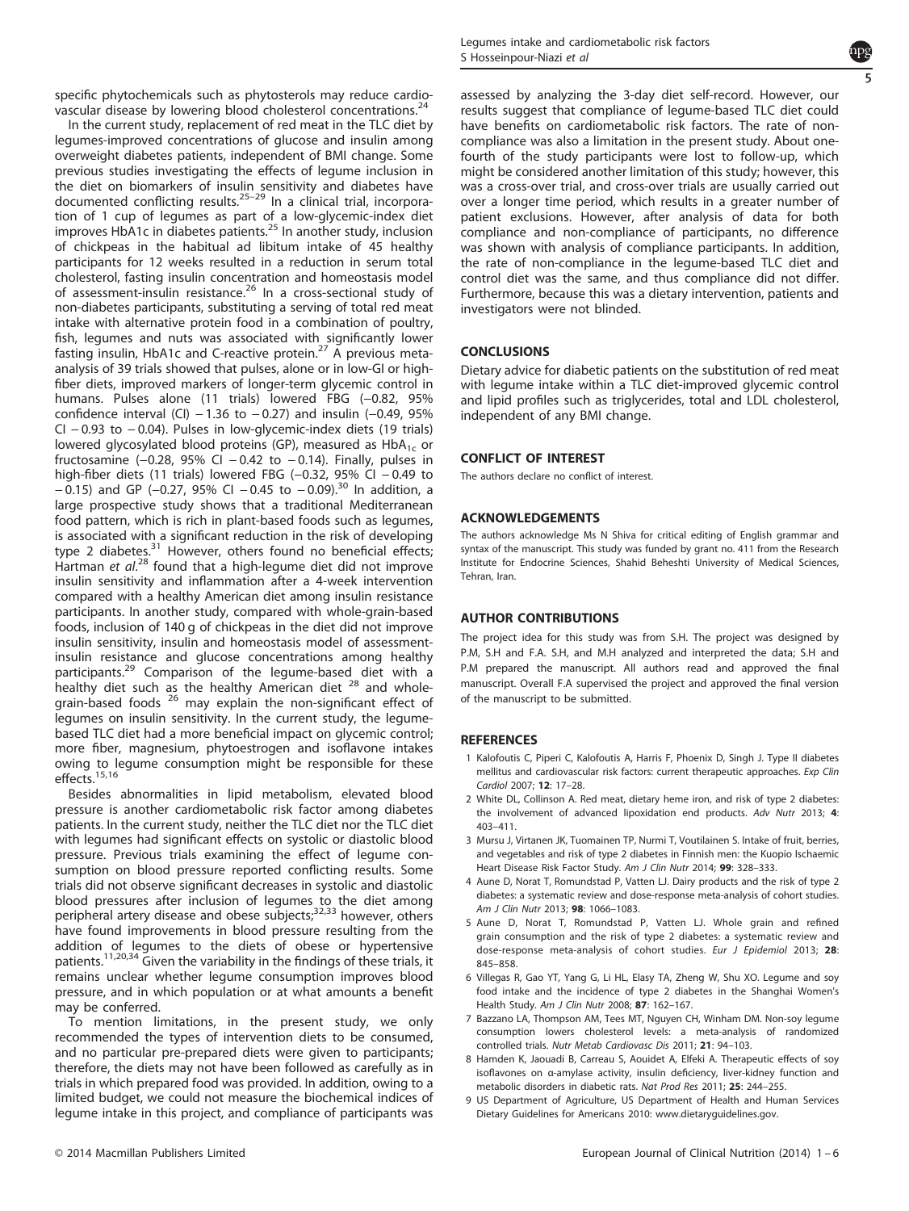specific phytochemicals such as phytosterols may reduce cardiovascular disease by lowering blood cholesterol concentrations.[24]

In the current study, replacement of red meat in the TLC diet by legumes-improved concentrations of glucose and insulin among overweight diabetes patients, independent of BMI change. Some previous studies investigating the effects of legume inclusion in the diet on biomarkers of insulin sensitivity and diabetes have documented conflicting results.[25–29] In a clinical trial, incorporation of 1 cup of legumes as part of a low-glycemic-index diet improves HbA1c in diabetes patients.[25] In another study, inclusion of chickpeas in the habitual ad libitum intake of 45 healthy participants for 12 weeks resulted in a reduction in serum total cholesterol, fasting insulin concentration and homeostasis model of assessment-insulin resistance.[26] In a cross-sectional study of non-diabetes participants, substituting a serving of total red meat intake with alternative protein food in a combination of poultry, fish, legumes and nuts was associated with significantly lower fasting insulin, HbA1c and C-reactive protein.[27] A previous meta-analysis of 39 trials showed that pulses, alone or in low-GI or high-fiber diets, improved markers of longer-term glycemic control in humans. Pulses alone (11 trials) lowered FBG (−0.82, 95% confidence interval (CI) −1.36 to −0.27) and insulin (−0.49, 95% CI −0.93 to −0.04). Pulses in low-glycemic-index diets (19 trials) lowered glycosylated blood proteins (GP), measured as $HbA_{1c}$ or fructosamine (−0.28, 95% CI −0.42 to −0.14). Finally, pulses in high-fiber diets (11 trials) lowered FBG (−0.32, 95% CI −0.49 to −0.15) and GP (−0.27, 95% CI −0.45 to −0.09).[30] In addition, a large prospective study shows that a traditional Mediterranean food pattern, which is rich in plant-based foods such as legumes, is associated with a significant reduction in the risk of developing type 2 diabetes.[31] However, others found no beneficial effects; Hartman *et al.*[28] found that a high-legume diet did not improve insulin sensitivity and inflammation after a 4-week intervention compared with a healthy American diet among insulin resistance participants. In another study, compared with whole-grain-based foods, inclusion of 140 g of chickpeas in the diet did not improve insulin sensitivity, insulin and homeostasis model of assessment-insulin resistance and glucose concentrations among healthy participants.[29] Comparison of the legume-based diet with a healthy diet such as the healthy American diet [28] and whole-grain-based foods [26] may explain the non-significant effect of legumes on insulin sensitivity. In the current study, the legume-based TLC diet had a more beneficial impact on glycemic control; more fiber, magnesium, phytoestrogen and isoflavone intakes owing to legume consumption might be responsible for these effects.[15,16]

Besides abnormalities in lipid metabolism, elevated blood pressure is another cardiometabolic risk factor among diabetes patients. In the current study, neither the TLC diet nor the TLC diet with legumes had significant effects on systolic or diastolic blood pressure. Previous trials examining the effect of legume consumption on blood pressure reported conflicting results. Some trials did not observe significant decreases in systolic and diastolic blood pressures after inclusion of legumes to the diet among peripheral artery disease and obese subjects;[32,33] however, others have found improvements in blood pressure resulting from the addition of legumes to the diets of obese or hypertensive patients.[11,20,34] Given the variability in the findings of these trials, it remains unclear whether legume consumption improves blood pressure, and in which population or at what amounts a benefit may be conferred.

To mention limitations, in the present study, we only recommended the types of intervention diets to be consumed, and no particular pre-prepared diets were given to participants; therefore, the diets may not have been followed as carefully as in trials in which prepared food was provided. In addition, owing to a limited budget, we could not measure the biochemical indices of legume intake in this project, and compliance of participants was assessed by analyzing the 3-day diet self-record. However, our results suggest that compliance of legume-based TLC diet could have benefits on cardiometabolic risk factors. The rate of non-compliance was also a limitation in the present study. About one-fourth of the study participants were lost to follow-up, which might be considered another limitation of this study; however, this was a cross-over trial, and cross-over trials are usually carried out over a longer time period, which results in a greater number of patient exclusions. However, after analysis of data for both compliance and non-compliance of participants, no difference was shown with analysis of compliance participants. In addition, the rate of non-compliance in the legume-based TLC diet and control diet was the same, and thus compliance did not differ. Furthermore, because this was a dietary intervention, patients and investigators were not blinded.

## CONCLUSIONS

Dietary advice for diabetic patients on the substitution of red meat with legume intake within a TLC diet-improved glycemic control and lipid profiles such as triglycerides, total and LDL cholesterol, independent of any BMI change.

## CONFLICT OF INTEREST

The authors declare no conflict of interest.

## ACKNOWLEDGEMENTS

The authors acknowledge Ms N Shiva for critical editing of English grammar and syntax of the manuscript. This study was funded by grant no. 411 from the Research Institute for Endocrine Sciences, Shahid Beheshti University of Medical Sciences, Tehran, Iran.

## AUTHOR CONTRIBUTIONS

The project idea for this study was from S.H. The project was designed by P.M, S.H and F.A. S.H, and M.H analyzed and interpreted the data; S.H and P.M prepared the manuscript. All authors read and approved the final manuscript. Overall F.A supervised the project and approved the final version of the manuscript to be submitted.

## REFERENCES

1. Kalofoutis C, Piperi C, Kalofoutis A, Harris F, Phoenix D, Singh J. Type II diabetes mellitus and cardiovascular risk factors: current therapeutic approaches. *Exp Clin Cardiol* 2007; **12**: 17–28.
2. White DL, Collinson A. Red meat, dietary heme iron, and risk of type 2 diabetes: the involvement of advanced lipoxidation end products. *Adv Nutr* 2013; **4**: 403–411.
3. Mursu J, Virtanen JK, Tuomainen TP, Nurmi T, Voutilainen S. Intake of fruit, berries, and vegetables and risk of type 2 diabetes in Finnish men: the Kuopio Ischaemic Heart Disease Risk Factor Study. *Am J Clin Nutr* 2014; **99**: 328–333.
4. Aune D, Norat T, Romundstad P, Vatten LJ. Dairy products and the risk of type 2 diabetes: a systematic review and dose-response meta-analysis of cohort studies. *Am J Clin Nutr* 2013; **98**: 1066–1083.
5. Aune D, Norat T, Romundstad P, Vatten LJ. Whole grain and refined grain consumption and the risk of type 2 diabetes: a systematic review and dose-response meta-analysis of cohort studies. *Eur J Epidemiol* 2013; **28**: 845–858.
6. Villegas R, Gao YT, Yang G, Li HL, Elasy TA, Zheng W, Shu XO. Legume and soy food intake and the incidence of type 2 diabetes in the Shanghai Women's Health Study. *Am J Clin Nutr* 2008; **87**: 162–167.
7. Bazzano LA, Thompson AM, Tees MT, Nguyen CH, Winham DM. Non-soy legume consumption lowers cholesterol levels: a meta-analysis of randomized controlled trials. *Nutr Metab Cardiovasc Dis* 2011; **21**: 94–103.
8. Hamden K, Jaouadi B, Carreau S, Aouidet A, Elfeki A. Therapeutic effects of soy isoflavones on α-amylase activity, insulin deficiency, liver-kidney function and metabolic disorders in diabetic rats. *Nat Prod Res* 2011; **25**: 244–255.
9. US Department of Agriculture, US Department of Health and Human Services Dietary Guidelines for Americans 2010: www.dietaryguidelines.gov.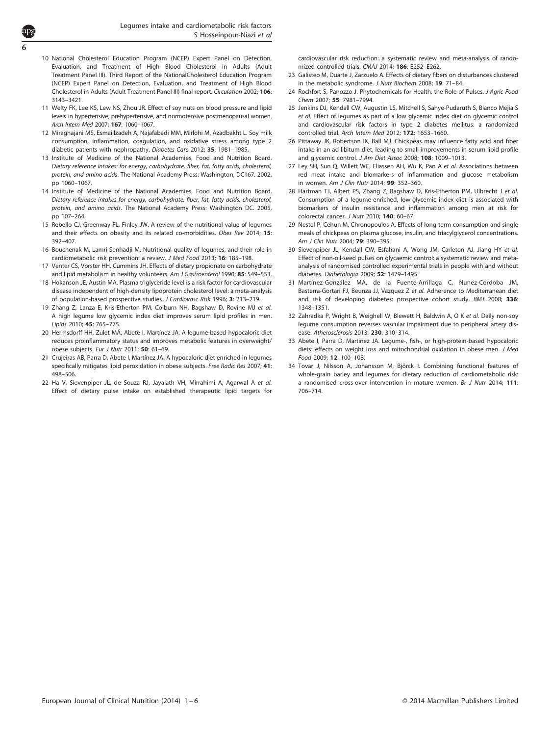10 National Cholesterol Education Program (NCEP) Expert Panel on Detection, Evaluation, and Treatment of High Blood Cholesterol in Adults (Adult Treatment Panel III). Third Report of the NationalCholesterol Education Program (NCEP) Expert Panel on Detection, Evaluation, and Treatment of High Blood Cholesterol in Adults (Adult Treatment Panel III) final report. *Circulation* 2002; **106**: 3143–3421.

11 Welty FK, Lee KS, Lew NS, Zhou JR. Effect of soy nuts on blood pressure and lipid levels in hypertensive, prehypertensive, and normotensive postmenopausal women. *Arch Intern Med* 2007; **167**: 1060–1067.

12 Miraghajani MS, Esmaillzadeh A, Najafabadi MM, Mirlohi M, Azadbakht L. Soy milk consumption, inflammation, coagulation, and oxidative stress among type 2 diabetic patients with nephropathy. *Diabetes Care* 2012; **35**: 1981–1985.

13 Institute of Medicine of the National Academies, Food and Nutrition Board. *Dietary reference intakes: for energy, carbohydrate, fiber, fat, fatty acids, cholesterol, protein, and amino acids*. The National Academy Press: Washington, DC167. 2002, pp 1060–1067.

14 Institute of Medicine of the National Academies, Food and Nutrition Board. *Dietary reference intakes for energy, carbohydrate, fiber, fat, fatty acids, cholesterol, protein, and amino acids*. The National Academy Press: Washington DC. 2005, pp 107–264.

15 Rebello CJ, Greenway FL, Finley JW. A review of the nutritional value of legumes and their effects on obesity and its related co-morbidities. *Obes Rev* 2014; **15**: 392–407.

16 Bouchenak M, Lamri-Senhadji M. Nutritional quality of legumes, and their role in cardiometabolic risk prevention: a review. *J Med Food* 2013; **16**: 185–198.

17 Venter CS, Vorster HH, Cummins JH. Effects of dietary propionate on carbohydrate and lipid metabolism in healthy volunteers. *Am J Gastroenterol* 1990; **85**: 549–553.

18 Hokanson JE, Austin MA. Plasma triglyceride level is a risk factor for cardiovascular disease independent of high-density lipoprotein cholesterol level: a meta-analysis of population-based prospective studies. *J Cardiovasc Risk* 1996; **3**: 213–219.

19 Zhang Z, Lanza E, Kris-Etherton PM, Colburn NH, Bagshaw D, Rovine MJ *et al*. A high legume low glycemic index diet improves serum lipid profiles in men. *Lipids* 2010; **45**: 765–775.

20 Hermsdorff HH, Zulet MÁ, Abete I, Martínez JA. A legume-based hypocaloric diet reduces proinflammatory status and improves metabolic features in overweight/obese subjects. *Eur J Nutr* 2011; **50**: 61–69.

21 Crujeiras AB, Parra D, Abete I, Martínez JA. A hypocaloric diet enriched in legumes specifically mitigates lipid peroxidation in obese subjects. *Free Radic Res* 2007; **41**: 498–506.

22 Ha V, Sievenpiper JL, de Souza RJ, Jayalath VH, Mirrahimi A, Agarwal A *et al*. Effect of dietary pulse intake on established therapeutic lipid targets for cardiovascular risk reduction: a systematic review and meta-analysis of randomized controlled trials. *CMAJ* 2014; **186**: E252–E262.

23 Galisteo M, Duarte J, Zarzuelo A. Effects of dietary fibers on disturbances clustered in the metabolic syndrome. *J Nutr Biochem* 2008; **19**: 71–84.

24 Rochfort S, Panozzo J. Phytochemicals for Health, the Role of Pulses. *J Agric Food Chem* 2007; **55**: 7981–7994.

25 Jenkins DJ, Kendall CW, Augustin LS, Mitchell S, Sahye-Pudaruth S, Blanco Mejia S *et al*. Effect of legumes as part of a low glycemic index diet on glycemic control and cardiovascular risk factors in type 2 diabetes mellitus: a randomized controlled trial. *Arch Intern Med* 2012; **172**: 1653–1660.

26 Pittaway JK, Robertson IK, Ball MJ. Chickpeas may influence fatty acid and fiber intake in an ad libitum diet, leading to small improvements in serum lipid profile and glycemic control. *J Am Diet Assoc* 2008; **108**: 1009–1013.

27 Ley SH, Sun Q, Willett WC, Eliassen AH, Wu K, Pan A *et al*. Associations between red meat intake and biomarkers of inflammation and glucose metabolism in women. *Am J Clin Nutr* 2014; **99**: 352–360.

28 Hartman TJ, Albert PS, Zhang Z, Bagshaw D, Kris-Etherton PM, Ulbrecht J *et al*. Consumption of a legume-enriched, low-glycemic index diet is associated with biomarkers of insulin resistance and inflammation among men at risk for colorectal cancer. *J Nutr* 2010; **140**: 60–67.

29 Nestel P, Cehun M, Chronopoulos A. Effects of long-term consumption and single meals of chickpeas on plasma glucose, insulin, and triacylglycerol concentrations. *Am J Clin Nutr* 2004; **79**: 390–395.

30 Sievenpiper JL, Kendall CW, Esfahani A, Wong JM, Carleton AJ, Jiang HY *et al*. Effect of non-oil-seed pulses on glycaemic control: a systematic review and meta-analysis of randomised controlled experimental trials in people with and without diabetes. *Diabetologia* 2009; **52**: 1479–1495.

31 Martínez-González MA, de la Fuente-Arrillaga C, Nunez-Cordoba JM, Basterra-Gortari FJ, Beunza JJ, Vazquez Z *et al*. Adherence to Mediterranean diet and risk of developing diabetes: prospective cohort study. *BMJ* 2008; **336**: 1348–1351.

32 Zahradka P, Wright B, Weighell W, Blewett H, Baldwin A, O K *et al*. Daily non-soy legume consumption reverses vascular impairment due to peripheral artery disease. *Atherosclerosis* 2013; **230**: 310–314.

33 Abete I, Parra D, Martinez JA. Legume-, fish-, or high-protein-based hypocaloric diets: effects on weight loss and mitochondrial oxidation in obese men. *J Med Food* 2009; **12**: 100–108.

34 Tovar J, Nilsson A, Johansson M, Björck I. Combining functional features of whole-grain barley and legumes for dietary reduction of cardiometabolic risk: a randomised cross-over intervention in mature women. *Br J Nutr* 2014; **111**: 706–714.